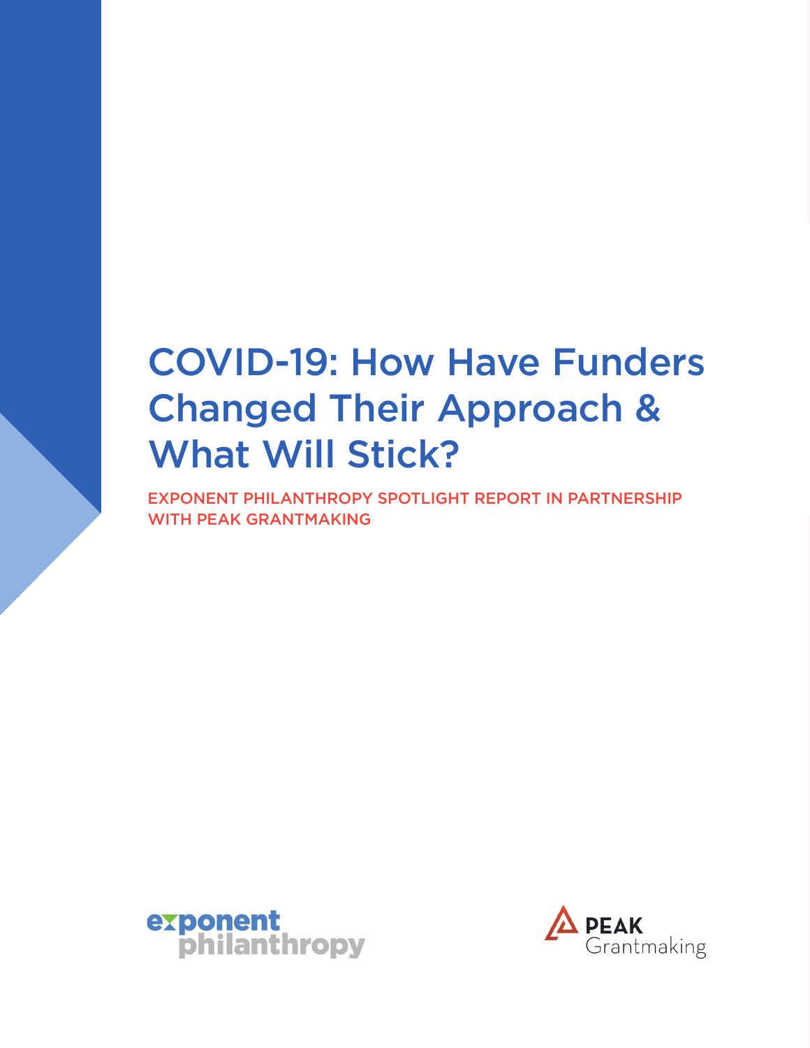# COVID-19: How Have Funders Changed Their Approach & What Will Stick?

EXPONENT PHILANTHROPY SPOTLIGHT REPORT IN PARTNERSHIP WITH PEAK GRANTMAKING

exponent philanthropy

PEAK Grantmaking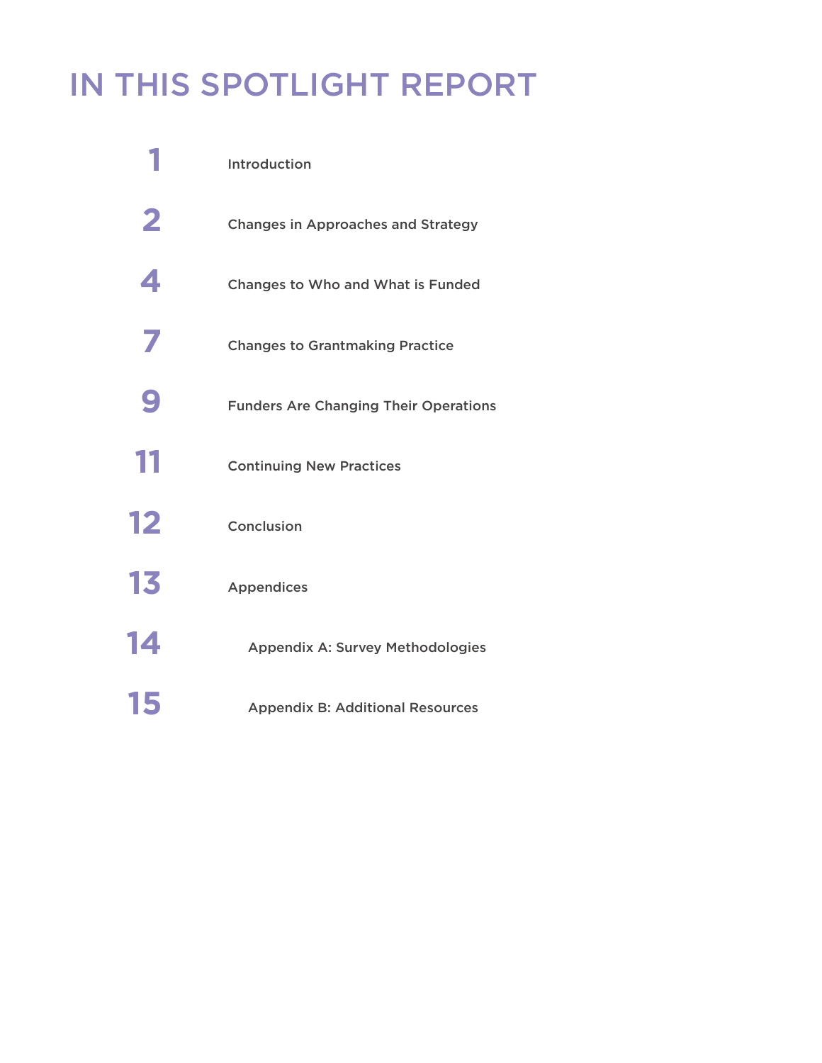# IN THIS SPOTLIGHT REPORT

| | |
|---|---|
| 1 | Introduction |
| 2 | Changes in Approaches and Strategy |
| 4 | Changes to Who and What is Funded |
| 7 | Changes to Grantmaking Practice |
| 9 | Funders Are Changing Their Operations |
| 11 | Continuing New Practices |
| 12 | Conclusion |
| 13 | Appendices |
| 14 | Appendix A: Survey Methodologies |
| 15 | Appendix B: Additional Resources |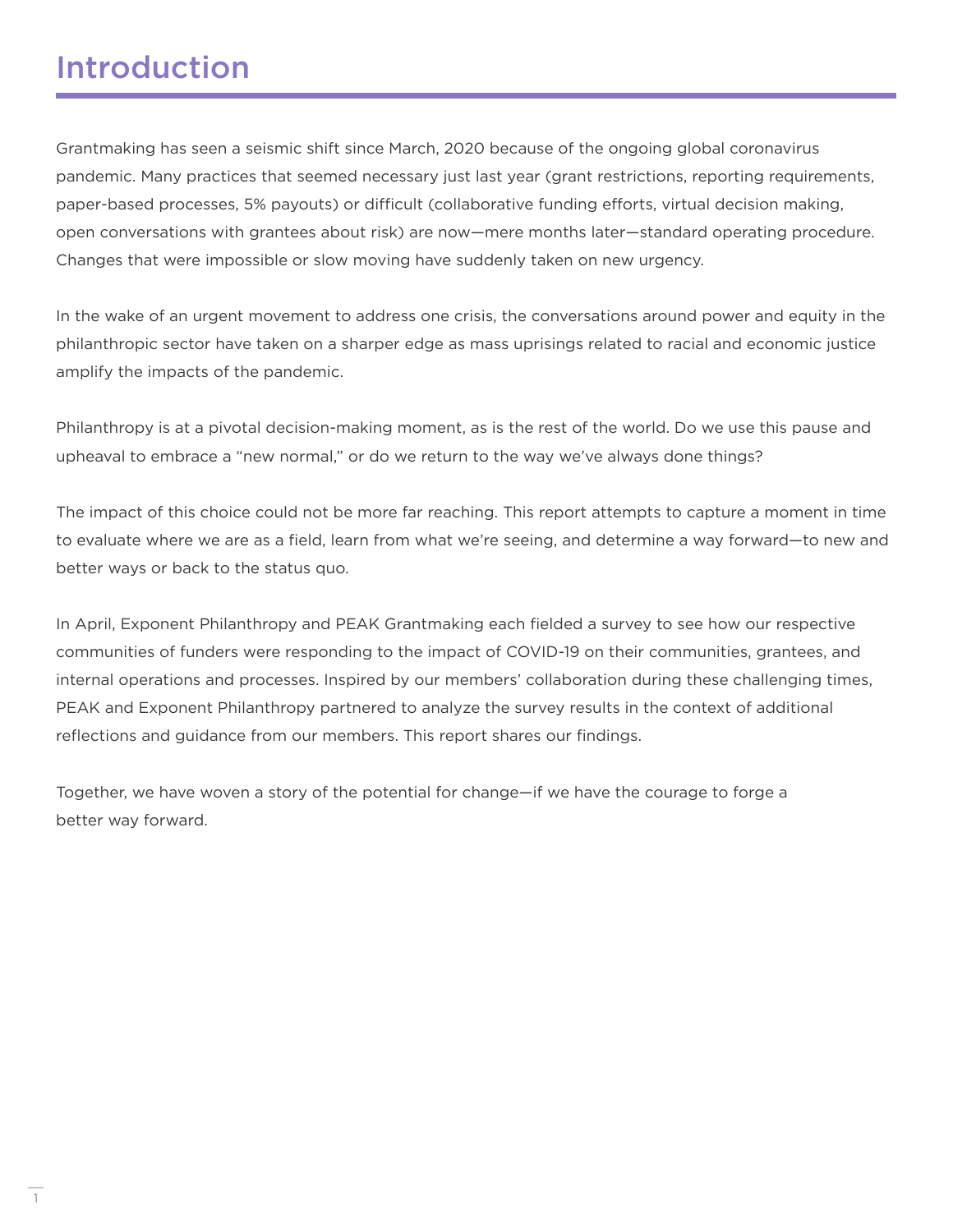# Introduction

Grantmaking has seen a seismic shift since March, 2020 because of the ongoing global coronavirus pandemic. Many practices that seemed necessary just last year (grant restrictions, reporting requirements, paper-based processes, 5% payouts) or difficult (collaborative funding efforts, virtual decision making, open conversations with grantees about risk) are now—mere months later—standard operating procedure. Changes that were impossible or slow moving have suddenly taken on new urgency.

In the wake of an urgent movement to address one crisis, the conversations around power and equity in the philanthropic sector have taken on a sharper edge as mass uprisings related to racial and economic justice amplify the impacts of the pandemic.

Philanthropy is at a pivotal decision-making moment, as is the rest of the world. Do we use this pause and upheaval to embrace a "new normal," or do we return to the way we've always done things?

The impact of this choice could not be more far reaching. This report attempts to capture a moment in time to evaluate where we are as a field, learn from what we're seeing, and determine a way forward—to new and better ways or back to the status quo.

In April, Exponent Philanthropy and PEAK Grantmaking each fielded a survey to see how our respective communities of funders were responding to the impact of COVID-19 on their communities, grantees, and internal operations and processes. Inspired by our members' collaboration during these challenging times, PEAK and Exponent Philanthropy partnered to analyze the survey results in the context of additional reflections and guidance from our members. This report shares our findings.

Together, we have woven a story of the potential for change—if we have the courage to forge a better way forward.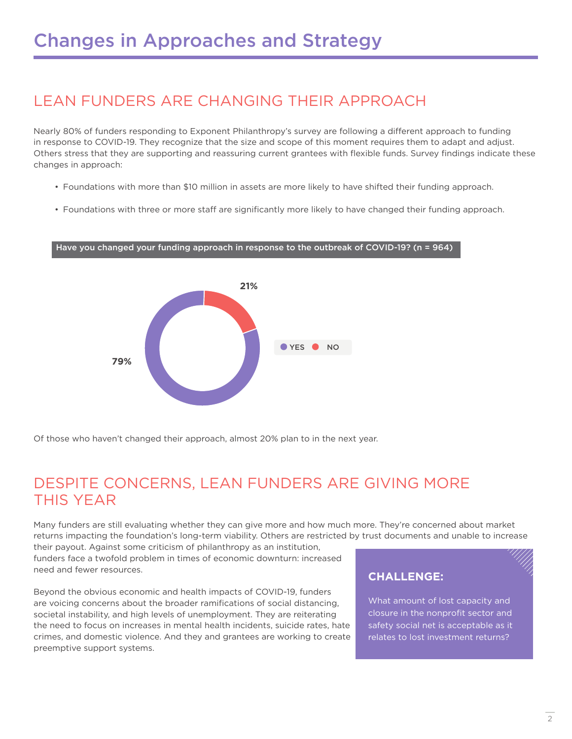# Changes in Approaches and Strategy

## LEAN FUNDERS ARE CHANGING THEIR APPROACH

Nearly 80% of funders responding to Exponent Philanthropy's survey are following a different approach to funding in response to COVID-19. They recognize that the size and scope of this moment requires them to adapt and adjust. Others stress that they are supporting and reassuring current grantees with flexible funds. Survey findings indicate these changes in approach:

- Foundations with more than $10 million in assets are more likely to have shifted their funding approach.
- Foundations with three or more staff are significantly more likely to have changed their funding approach.

**Have you changed your funding approach in response to the outbreak of COVID-19? (n = 964)**

| Response | Percentage |
|---|---|
| YES | 79% |
| NO | 21% |

Of those who haven't changed their approach, almost 20% plan to in the next year.

## DESPITE CONCERNS, LEAN FUNDERS ARE GIVING MORE THIS YEAR

Many funders are still evaluating whether they can give more and how much more. They're concerned about market returns impacting the foundation's long-term viability. Others are restricted by trust documents and unable to increase their payout. Against some criticism of philanthropy as an institution, funders face a twofold problem in times of economic downturn: increased need and fewer resources.

Beyond the obvious economic and health impacts of COVID-19, funders are voicing concerns about the broader ramifications of social distancing, societal instability, and high levels of unemployment. They are reiterating the need to focus on increases in mental health incidents, suicide rates, hate crimes, and domestic violence. And they and grantees are working to create preemptive support systems.

**CHALLENGE:**

What amount of lost capacity and closure in the nonprofit sector and safety social net is acceptable as it relates to lost investment returns?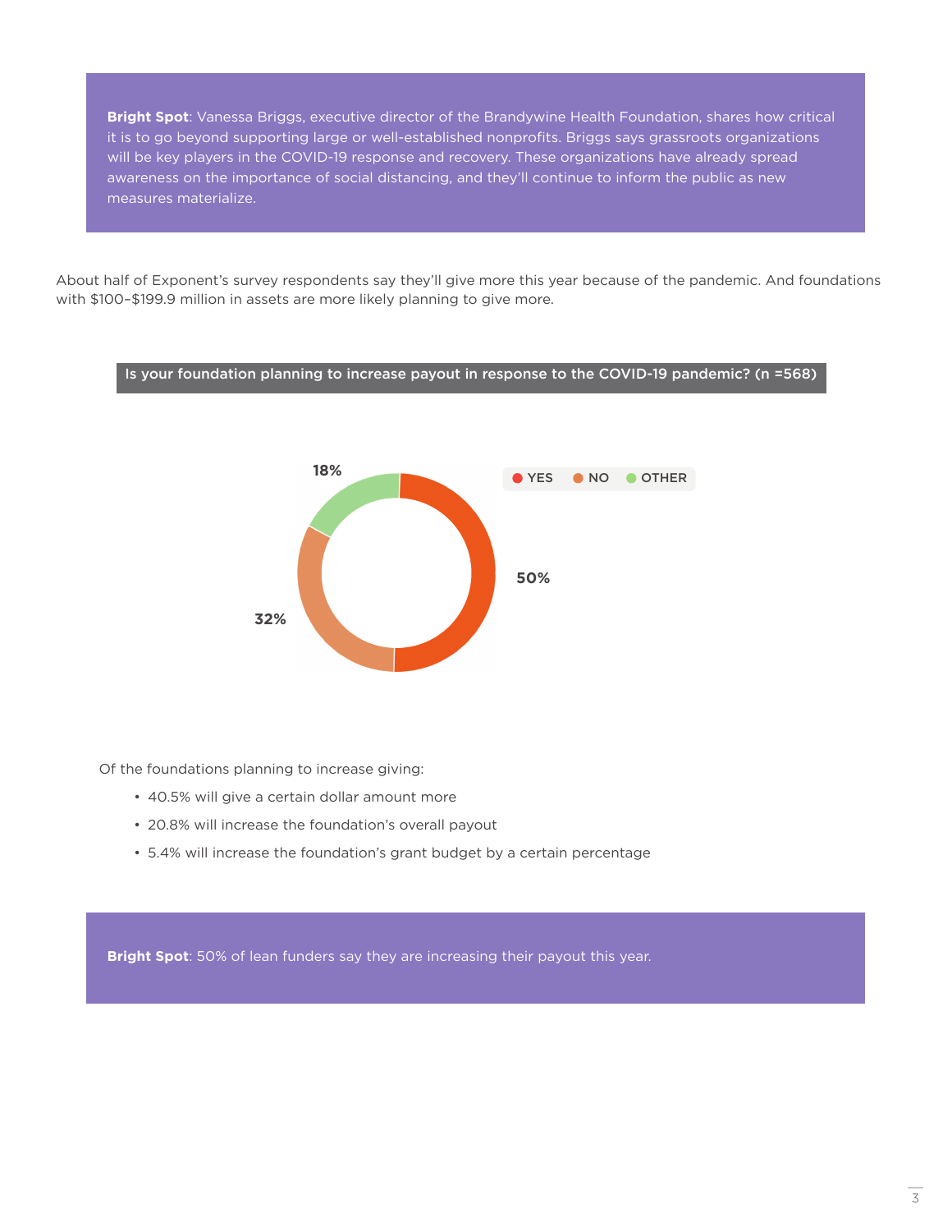**Bright Spot**: Vanessa Briggs, executive director of the Brandywine Health Foundation, shares how critical it is to go beyond supporting large or well-established nonprofits. Briggs says grassroots organizations will be key players in the COVID-19 response and recovery. These organizations have already spread awareness on the importance of social distancing, and they'll continue to inform the public as new measures materialize.

About half of Exponent's survey respondents say they'll give more this year because of the pandemic. And foundations with $100–$199.9 million in assets are more likely planning to give more.

**Is your foundation planning to increase payout in response to the COVID-19 pandemic? (n =568)**

| Response | Percentage |
| --- | --- |
| YES | 50% |
| NO | 32% |
| OTHER | 18% |

Of the foundations planning to increase giving:

- 40.5% will give a certain dollar amount more
- 20.8% will increase the foundation's overall payout
- 5.4% will increase the foundation's grant budget by a certain percentage

**Bright Spot**: 50% of lean funders say they are increasing their payout this year.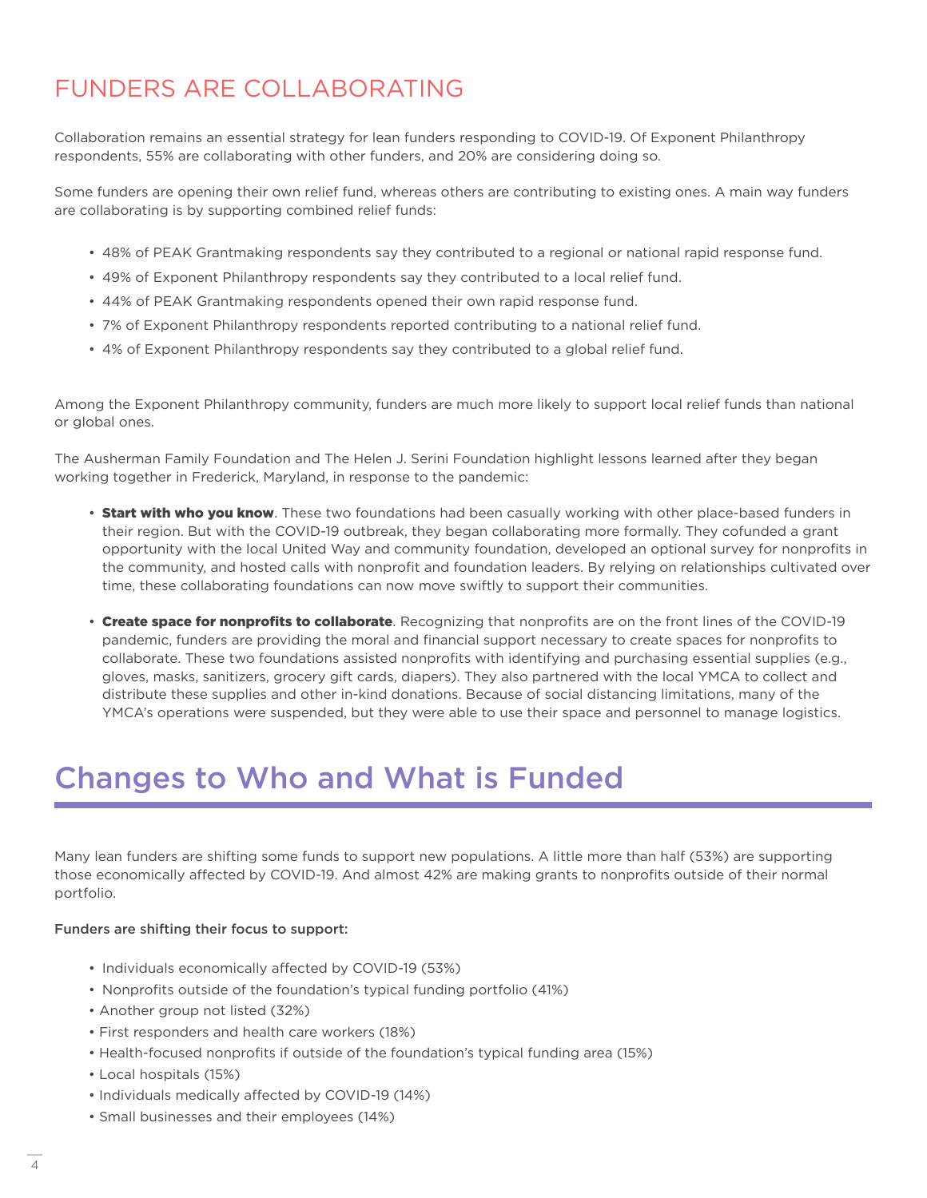## FUNDERS ARE COLLABORATING

Collaboration remains an essential strategy for lean funders responding to COVID-19. Of Exponent Philanthropy respondents, 55% are collaborating with other funders, and 20% are considering doing so.

Some funders are opening their own relief fund, whereas others are contributing to existing ones. A main way funders are collaborating is by supporting combined relief funds:

- 48% of PEAK Grantmaking respondents say they contributed to a regional or national rapid response fund.
- 49% of Exponent Philanthropy respondents say they contributed to a local relief fund.
- 44% of PEAK Grantmaking respondents opened their own rapid response fund.
- 7% of Exponent Philanthropy respondents reported contributing to a national relief fund.
- 4% of Exponent Philanthropy respondents say they contributed to a global relief fund.

Among the Exponent Philanthropy community, funders are much more likely to support local relief funds than national or global ones.

The Ausherman Family Foundation and The Helen J. Serini Foundation highlight lessons learned after they began working together in Frederick, Maryland, in response to the pandemic:

- **Start with who you know**. These two foundations had been casually working with other place-based funders in their region. But with the COVID-19 outbreak, they began collaborating more formally. They cofunded a grant opportunity with the local United Way and community foundation, developed an optional survey for nonprofits in the community, and hosted calls with nonprofit and foundation leaders. By relying on relationships cultivated over time, these collaborating foundations can now move swiftly to support their communities.

- **Create space for nonprofits to collaborate**. Recognizing that nonprofits are on the front lines of the COVID-19 pandemic, funders are providing the moral and financial support necessary to create spaces for nonprofits to collaborate. These two foundations assisted nonprofits with identifying and purchasing essential supplies (e.g., gloves, masks, sanitizers, grocery gift cards, diapers). They also partnered with the local YMCA to collect and distribute these supplies and other in-kind donations. Because of social distancing limitations, many of the YMCA's operations were suspended, but they were able to use their space and personnel to manage logistics.

# Changes to Who and What is Funded

Many lean funders are shifting some funds to support new populations. A little more than half (53%) are supporting those economically affected by COVID-19. And almost 42% are making grants to nonprofits outside of their normal portfolio.

**Funders are shifting their focus to support:**

- Individuals economically affected by COVID-19 (53%)
- Nonprofits outside of the foundation's typical funding portfolio (41%)
- Another group not listed (32%)
- First responders and health care workers (18%)
- Health-focused nonprofits if outside of the foundation's typical funding area (15%)
- Local hospitals (15%)
- Individuals medically affected by COVID-19 (14%)
- Small businesses and their employees (14%)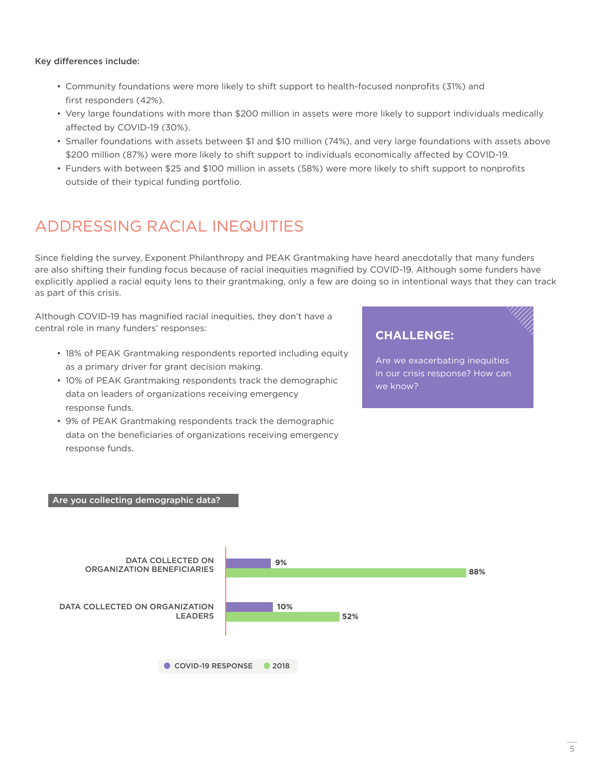**Key differences include:**

- Community foundations were more likely to shift support to health-focused nonprofits (31%) and first responders (42%).
- Very large foundations with more than $200 million in assets were more likely to support individuals medically affected by COVID-19 (30%).
- Smaller foundations with assets between $1 and $10 million (74%), and very large foundations with assets above $200 million (87%) were more likely to shift support to individuals economically affected by COVID-19.
- Funders with between $25 and $100 million in assets (58%) were more likely to shift support to nonprofits outside of their typical funding portfolio.

## ADDRESSING RACIAL INEQUITIES

Since fielding the survey, Exponent Philanthropy and PEAK Grantmaking have heard anecdotally that many funders are also shifting their funding focus because of racial inequities magnified by COVID-19. Although some funders have explicitly applied a racial equity lens to their grantmaking, only a few are doing so in intentional ways that they can track as part of this crisis.

Although COVID-19 has magnified racial inequities, they don't have a central role in many funders' responses:

- 18% of PEAK Grantmaking respondents reported including equity as a primary driver for grant decision making.
- 10% of PEAK Grantmaking respondents track the demographic data on leaders of organizations receiving emergency response funds.
- 9% of PEAK Grantmaking respondents track the demographic data on the beneficiaries of organizations receiving emergency response funds.

**CHALLENGE:**

Are we exacerbating inequities in our crisis response? How can we know?

**Are you collecting demographic data?**

| | COVID-19 RESPONSE | 2018 |
| --- | --- | --- |
| DATA COLLECTED ON ORGANIZATION BENEFICIARIES | 9% | 88% |
| DATA COLLECTED ON ORGANIZATION LEADERS | 10% | 52% |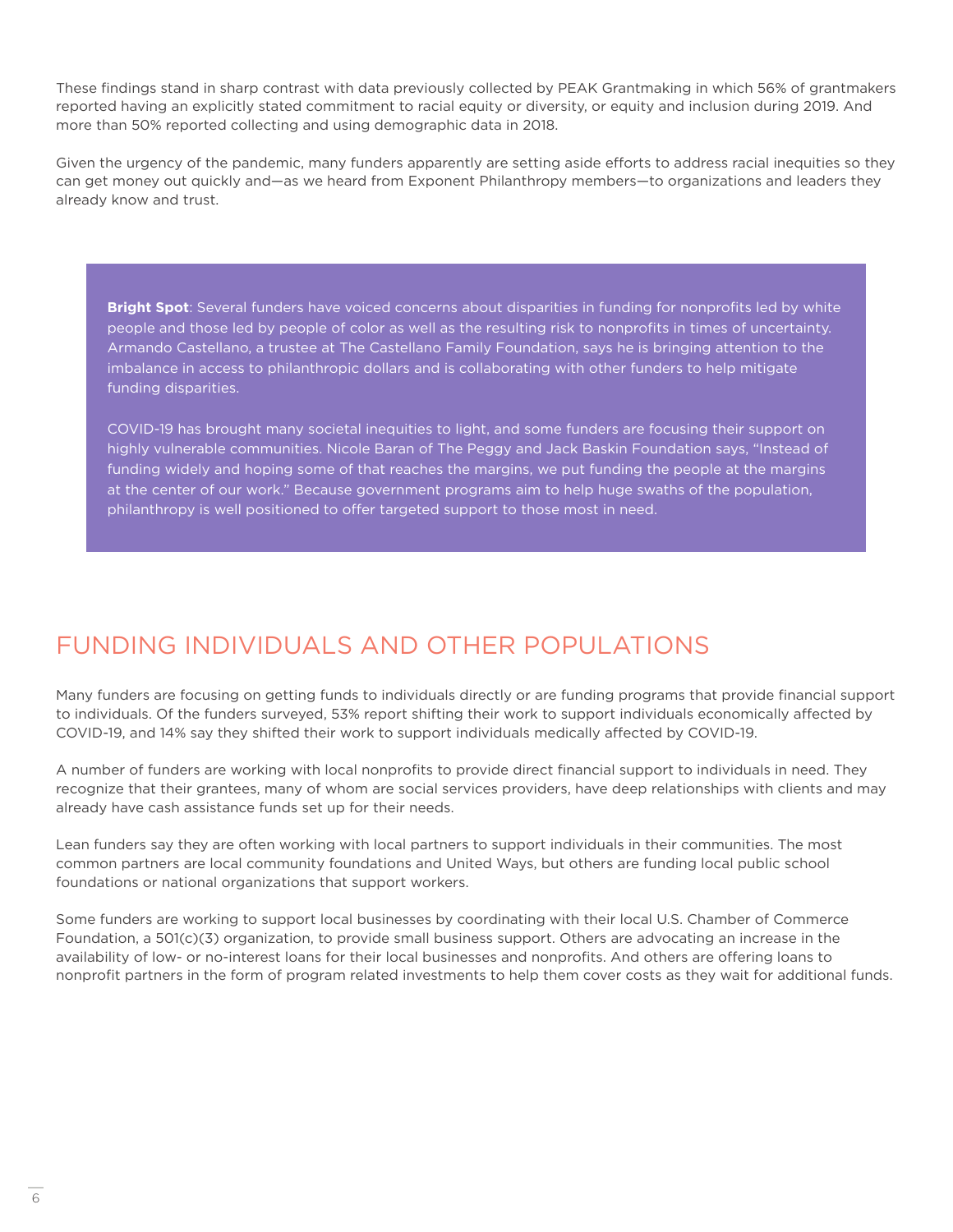These findings stand in sharp contrast with data previously collected by PEAK Grantmaking in which 56% of grantmakers reported having an explicitly stated commitment to racial equity or diversity, or equity and inclusion during 2019. And more than 50% reported collecting and using demographic data in 2018.

Given the urgency of the pandemic, many funders apparently are setting aside efforts to address racial inequities so they can get money out quickly and—as we heard from Exponent Philanthropy members—to organizations and leaders they already know and trust.

**Bright Spot**: Several funders have voiced concerns about disparities in funding for nonprofits led by white people and those led by people of color as well as the resulting risk to nonprofits in times of uncertainty. Armando Castellano, a trustee at The Castellano Family Foundation, says he is bringing attention to the imbalance in access to philanthropic dollars and is collaborating with other funders to help mitigate funding disparities.

COVID-19 has brought many societal inequities to light, and some funders are focusing their support on highly vulnerable communities. Nicole Baran of The Peggy and Jack Baskin Foundation says, "Instead of funding widely and hoping some of that reaches the margins, we put funding the people at the margins at the center of our work." Because government programs aim to help huge swaths of the population, philanthropy is well positioned to offer targeted support to those most in need.

## FUNDING INDIVIDUALS AND OTHER POPULATIONS

Many funders are focusing on getting funds to individuals directly or are funding programs that provide financial support to individuals. Of the funders surveyed, 53% report shifting their work to support individuals economically affected by COVID-19, and 14% say they shifted their work to support individuals medically affected by COVID-19.

A number of funders are working with local nonprofits to provide direct financial support to individuals in need. They recognize that their grantees, many of whom are social services providers, have deep relationships with clients and may already have cash assistance funds set up for their needs.

Lean funders say they are often working with local partners to support individuals in their communities. The most common partners are local community foundations and United Ways, but others are funding local public school foundations or national organizations that support workers.

Some funders are working to support local businesses by coordinating with their local U.S. Chamber of Commerce Foundation, a 501(c)(3) organization, to provide small business support. Others are advocating an increase in the availability of low- or no-interest loans for their local businesses and nonprofits. And others are offering loans to nonprofit partners in the form of program related investments to help them cover costs as they wait for additional funds.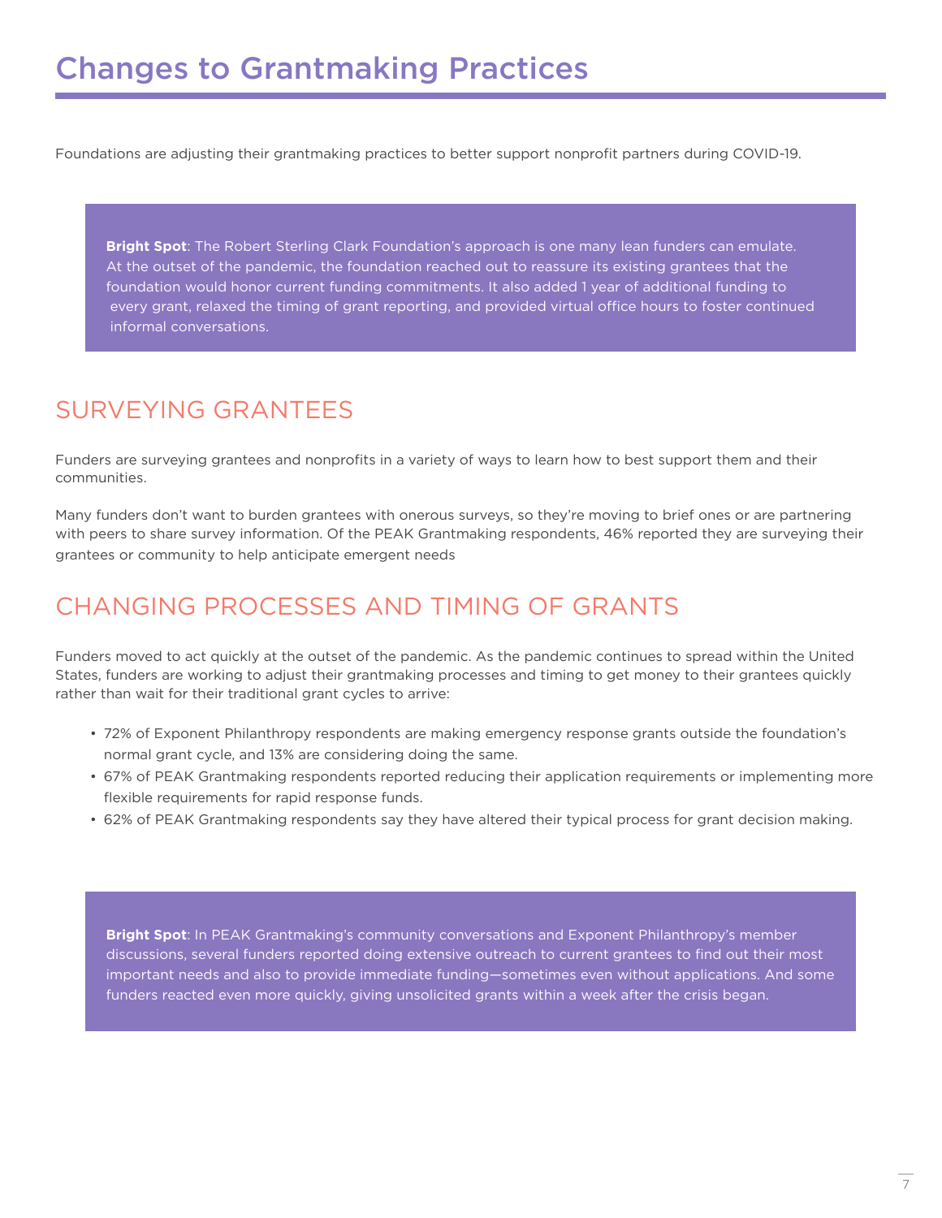# Changes to Grantmaking Practices

Foundations are adjusting their grantmaking practices to better support nonprofit partners during COVID-19.

> **Bright Spot**: The Robert Sterling Clark Foundation's approach is one many lean funders can emulate. At the outset of the pandemic, the foundation reached out to reassure its existing grantees that the foundation would honor current funding commitments. It also added 1 year of additional funding to every grant, relaxed the timing of grant reporting, and provided virtual office hours to foster continued informal conversations.

## SURVEYING GRANTEES

Funders are surveying grantees and nonprofits in a variety of ways to learn how to best support them and their communities.

Many funders don't want to burden grantees with onerous surveys, so they're moving to brief ones or are partnering with peers to share survey information. Of the PEAK Grantmaking respondents, 46% reported they are surveying their grantees or community to help anticipate emergent needs

## CHANGING PROCESSES AND TIMING OF GRANTS

Funders moved to act quickly at the outset of the pandemic. As the pandemic continues to spread within the United States, funders are working to adjust their grantmaking processes and timing to get money to their grantees quickly rather than wait for their traditional grant cycles to arrive:

- 72% of Exponent Philanthropy respondents are making emergency response grants outside the foundation's normal grant cycle, and 13% are considering doing the same.
- 67% of PEAK Grantmaking respondents reported reducing their application requirements or implementing more flexible requirements for rapid response funds.
- 62% of PEAK Grantmaking respondents say they have altered their typical process for grant decision making.

> **Bright Spot**: In PEAK Grantmaking's community conversations and Exponent Philanthropy's member discussions, several funders reported doing extensive outreach to current grantees to find out their most important needs and also to provide immediate funding—sometimes even without applications. And some funders reacted even more quickly, giving unsolicited grants within a week after the crisis began.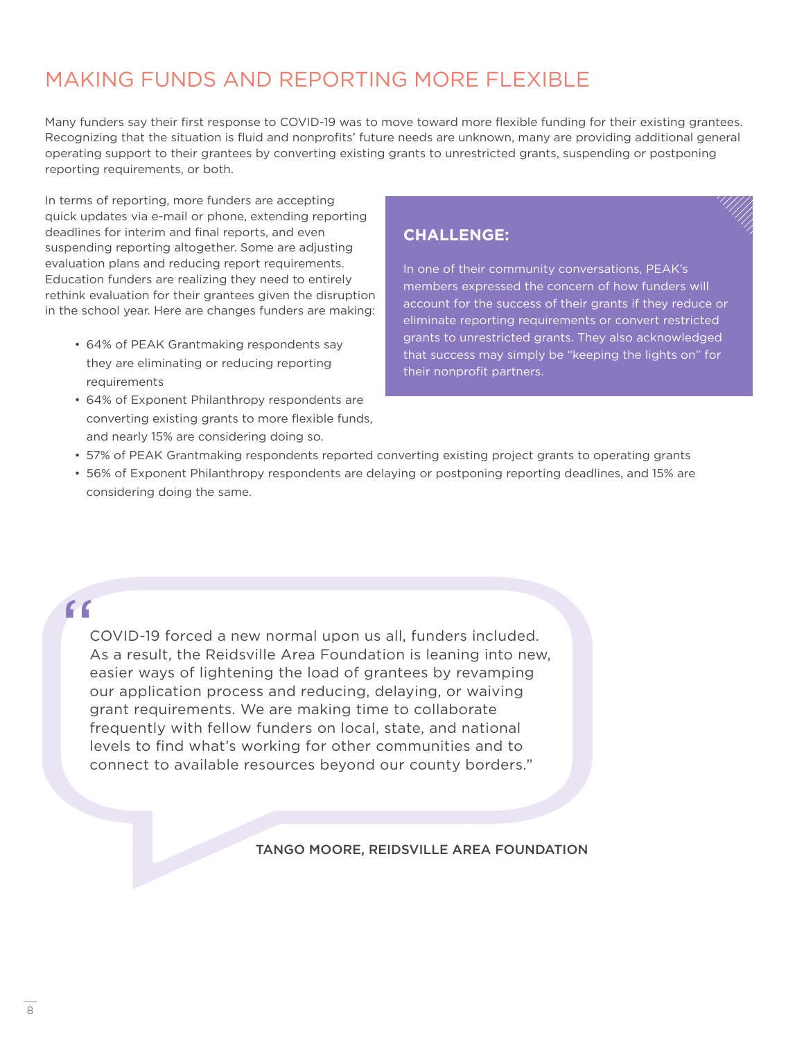# MAKING FUNDS AND REPORTING MORE FLEXIBLE

Many funders say their first response to COVID-19 was to move toward more flexible funding for their existing grantees. Recognizing that the situation is fluid and nonprofits' future needs are unknown, many are providing additional general operating support to their grantees by converting existing grants to unrestricted grants, suspending or postponing reporting requirements, or both.

In terms of reporting, more funders are accepting quick updates via e-mail or phone, extending reporting deadlines for interim and final reports, and even suspending reporting altogether. Some are adjusting evaluation plans and reducing report requirements. Education funders are realizing they need to entirely rethink evaluation for their grantees given the disruption in the school year. Here are changes funders are making:

- 64% of PEAK Grantmaking respondents say they are eliminating or reducing reporting requirements
- 64% of Exponent Philanthropy respondents are converting existing grants to more flexible funds, and nearly 15% are considering doing so.
- 57% of PEAK Grantmaking respondents reported converting existing project grants to operating grants
- 56% of Exponent Philanthropy respondents are delaying or postponing reporting deadlines, and 15% are considering doing the same.

**CHALLENGE:**

In one of their community conversations, PEAK's members expressed the concern of how funders will account for the success of their grants if they reduce or eliminate reporting requirements or convert restricted grants to unrestricted grants. They also acknowledged that success may simply be "keeping the lights on" for their nonprofit partners.

> "COVID-19 forced a new normal upon us all, funders included. As a result, the Reidsville Area Foundation is leaning into new, easier ways of lightening the load of grantees by revamping our application process and reducing, delaying, or waiving grant requirements. We are making time to collaborate frequently with fellow funders on local, state, and national levels to find what's working for other communities and to connect to available resources beyond our county borders."
>
> TANGO MOORE, REIDSVILLE AREA FOUNDATION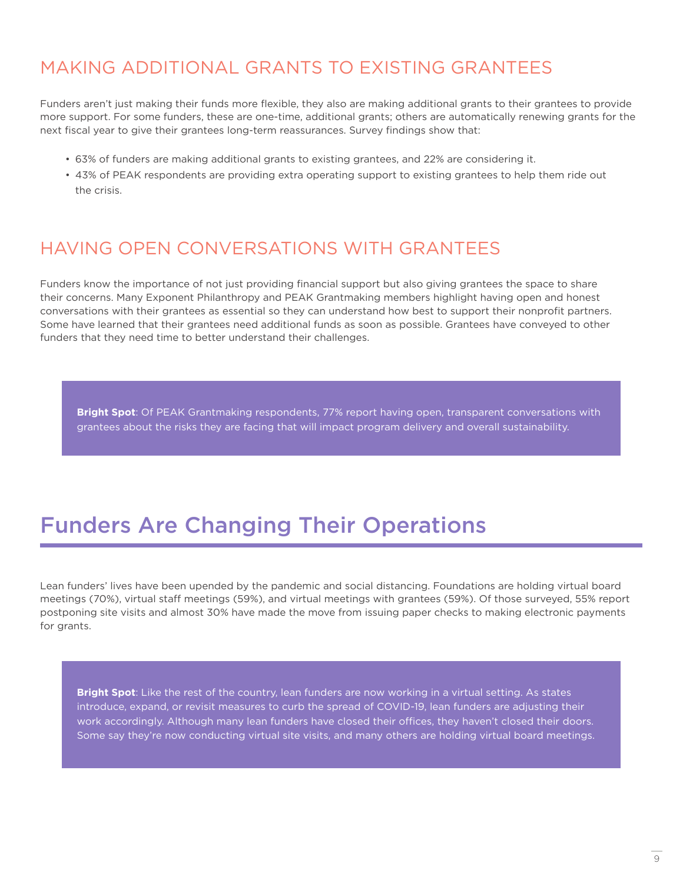## MAKING ADDITIONAL GRANTS TO EXISTING GRANTEES

Funders aren't just making their funds more flexible, they also are making additional grants to their grantees to provide more support. For some funders, these are one-time, additional grants; others are automatically renewing grants for the next fiscal year to give their grantees long-term reassurances. Survey findings show that:

- 63% of funders are making additional grants to existing grantees, and 22% are considering it.
- 43% of PEAK respondents are providing extra operating support to existing grantees to help them ride out the crisis.

## HAVING OPEN CONVERSATIONS WITH GRANTEES

Funders know the importance of not just providing financial support but also giving grantees the space to share their concerns. Many Exponent Philanthropy and PEAK Grantmaking members highlight having open and honest conversations with their grantees as essential so they can understand how best to support their nonprofit partners. Some have learned that their grantees need additional funds as soon as possible. Grantees have conveyed to other funders that they need time to better understand their challenges.

**Bright Spot**: Of PEAK Grantmaking respondents, 77% report having open, transparent conversations with grantees about the risks they are facing that will impact program delivery and overall sustainability.

# Funders Are Changing Their Operations

Lean funders' lives have been upended by the pandemic and social distancing. Foundations are holding virtual board meetings (70%), virtual staff meetings (59%), and virtual meetings with grantees (59%). Of those surveyed, 55% report postponing site visits and almost 30% have made the move from issuing paper checks to making electronic payments for grants.

**Bright Spot**: Like the rest of the country, lean funders are now working in a virtual setting. As states introduce, expand, or revisit measures to curb the spread of COVID-19, lean funders are adjusting their work accordingly. Although many lean funders have closed their offices, they haven't closed their doors. Some say they're now conducting virtual site visits, and many others are holding virtual board meetings.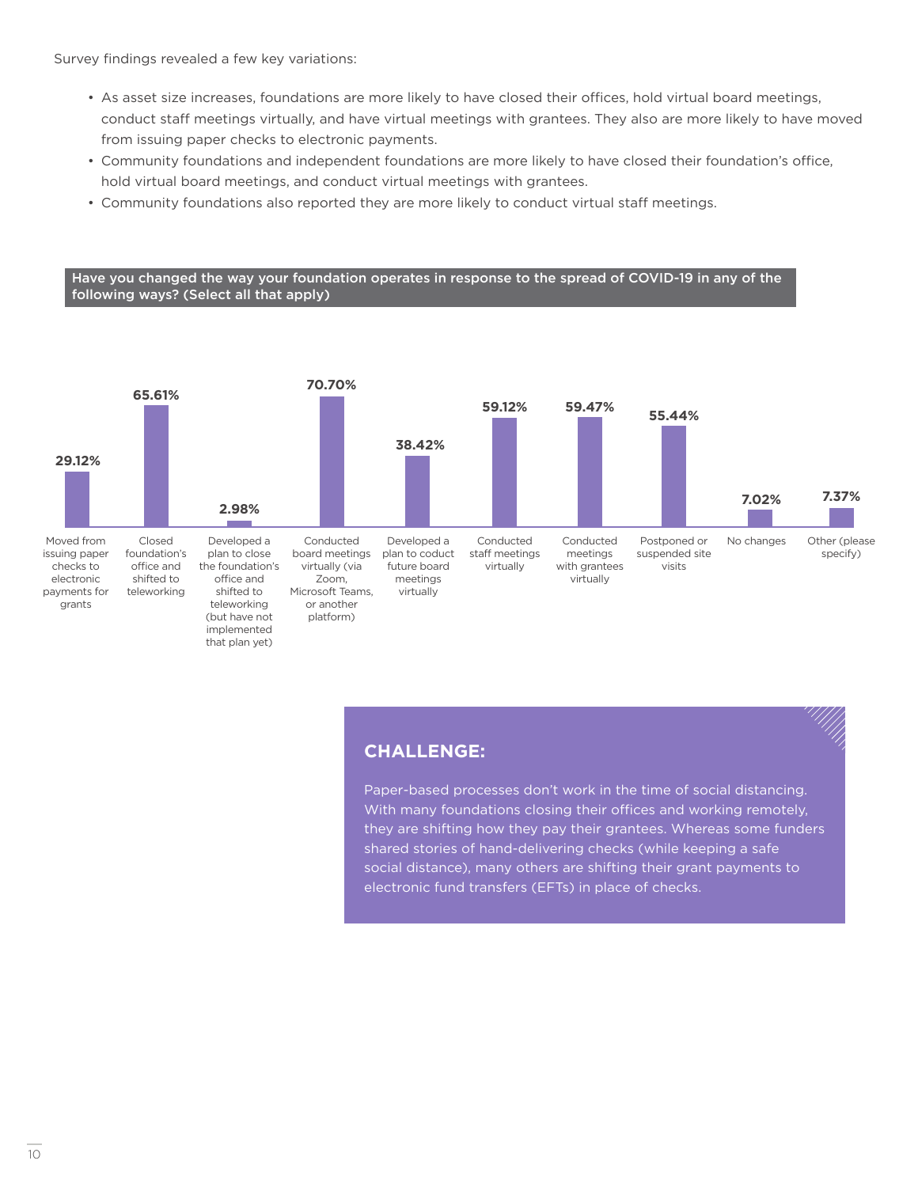Survey findings revealed a few key variations:

- As asset size increases, foundations are more likely to have closed their offices, hold virtual board meetings, conduct staff meetings virtually, and have virtual meetings with grantees. They also are more likely to have moved from issuing paper checks to electronic payments.
- Community foundations and independent foundations are more likely to have closed their foundation's office, hold virtual board meetings, and conduct virtual meetings with grantees.
- Community foundations also reported they are more likely to conduct virtual staff meetings.

**Have you changed the way your foundation operates in response to the spread of COVID-19 in any of the following ways? (Select all that apply)**

| Response | Percentage |
|---|---|
| Moved from issuing paper checks to electronic payments for grants | 29.12% |
| Closed foundation's office and shifted to teleworking | 65.61% |
| Developed a plan to close the foundation's office and shifted to teleworking (but have not implemented that plan yet) | 2.98% |
| Conducted board meetings virtually (via Zoom, Microsoft Teams, or another platform) | 70.70% |
| Developed a plan to coduct future board meetings virtually | 38.42% |
| Conducted staff meetings virtually | 59.12% |
| Conducted meetings with grantees virtually | 59.47% |
| Postponed or suspended site visits | 55.44% |
| No changes | 7.02% |
| Other (please specify) | 7.37% |

## CHALLENGE:

Paper-based processes don't work in the time of social distancing. With many foundations closing their offices and working remotely, they are shifting how they pay their grantees. Whereas some funders shared stories of hand-delivering checks (while keeping a safe social distance), many others are shifting their grant payments to electronic fund transfers (EFTs) in place of checks.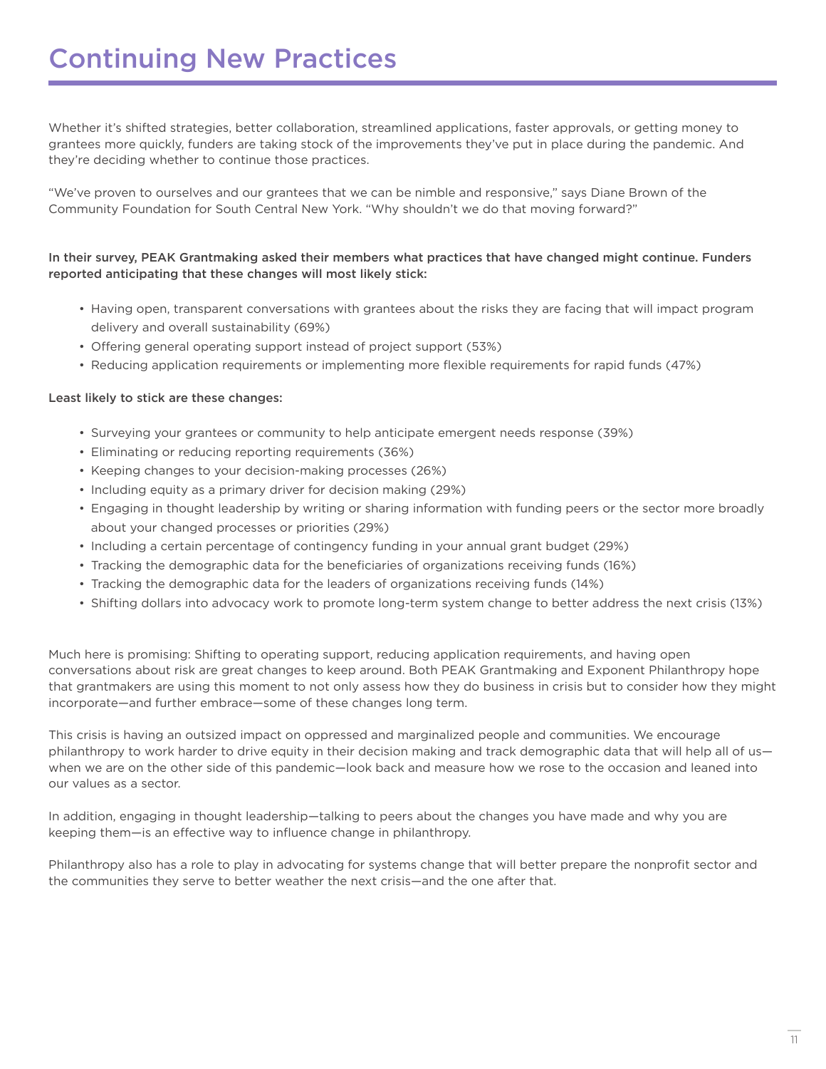# Continuing New Practices

Whether it's shifted strategies, better collaboration, streamlined applications, faster approvals, or getting money to grantees more quickly, funders are taking stock of the improvements they've put in place during the pandemic. And they're deciding whether to continue those practices.

"We've proven to ourselves and our grantees that we can be nimble and responsive," says Diane Brown of the Community Foundation for South Central New York. "Why shouldn't we do that moving forward?"

**In their survey, PEAK Grantmaking asked their members what practices that have changed might continue. Funders reported anticipating that these changes will most likely stick:**

- Having open, transparent conversations with grantees about the risks they are facing that will impact program delivery and overall sustainability (69%)
- Offering general operating support instead of project support (53%)
- Reducing application requirements or implementing more flexible requirements for rapid funds (47%)

**Least likely to stick are these changes:**

- Surveying your grantees or community to help anticipate emergent needs response (39%)
- Eliminating or reducing reporting requirements (36%)
- Keeping changes to your decision-making processes (26%)
- Including equity as a primary driver for decision making (29%)
- Engaging in thought leadership by writing or sharing information with funding peers or the sector more broadly about your changed processes or priorities (29%)
- Including a certain percentage of contingency funding in your annual grant budget (29%)
- Tracking the demographic data for the beneficiaries of organizations receiving funds (16%)
- Tracking the demographic data for the leaders of organizations receiving funds (14%)
- Shifting dollars into advocacy work to promote long-term system change to better address the next crisis (13%)

Much here is promising: Shifting to operating support, reducing application requirements, and having open conversations about risk are great changes to keep around. Both PEAK Grantmaking and Exponent Philanthropy hope that grantmakers are using this moment to not only assess how they do business in crisis but to consider how they might incorporate—and further embrace—some of these changes long term.

This crisis is having an outsized impact on oppressed and marginalized people and communities. We encourage philanthropy to work harder to drive equity in their decision making and track demographic data that will help all of us—when we are on the other side of this pandemic—look back and measure how we rose to the occasion and leaned into our values as a sector.

In addition, engaging in thought leadership—talking to peers about the changes you have made and why you are keeping them—is an effective way to influence change in philanthropy.

Philanthropy also has a role to play in advocating for systems change that will better prepare the nonprofit sector and the communities they serve to better weather the next crisis—and the one after that.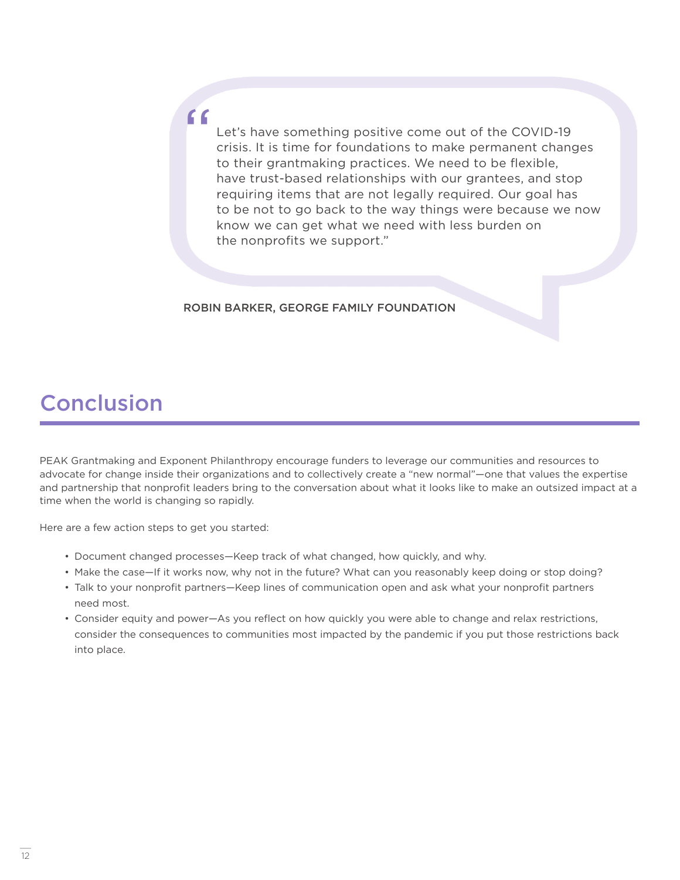> "Let's have something positive come out of the COVID-19 crisis. It is time for foundations to make permanent changes to their grantmaking practices. We need to be flexible, have trust-based relationships with our grantees, and stop requiring items that are not legally required. Our goal has to be not to go back to the way things were because we now know we can get what we need with less burden on the nonprofits we support."

ROBIN BARKER, GEORGE FAMILY FOUNDATION

## Conclusion

PEAK Grantmaking and Exponent Philanthropy encourage funders to leverage our communities and resources to advocate for change inside their organizations and to collectively create a "new normal"—one that values the expertise and partnership that nonprofit leaders bring to the conversation about what it looks like to make an outsized impact at a time when the world is changing so rapidly.

Here are a few action steps to get you started:

- Document changed processes—Keep track of what changed, how quickly, and why.
- Make the case—If it works now, why not in the future? What can you reasonably keep doing or stop doing?
- Talk to your nonprofit partners—Keep lines of communication open and ask what your nonprofit partners need most.
- Consider equity and power—As you reflect on how quickly you were able to change and relax restrictions, consider the consequences to communities most impacted by the pandemic if you put those restrictions back into place.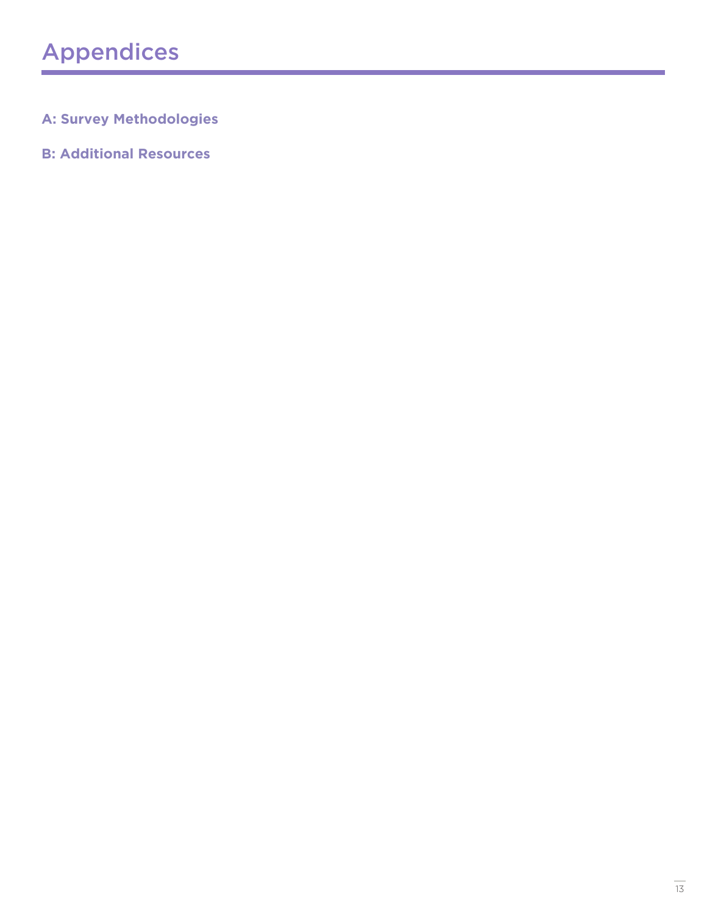# Appendices

**A: Survey Methodologies**

**B: Additional Resources**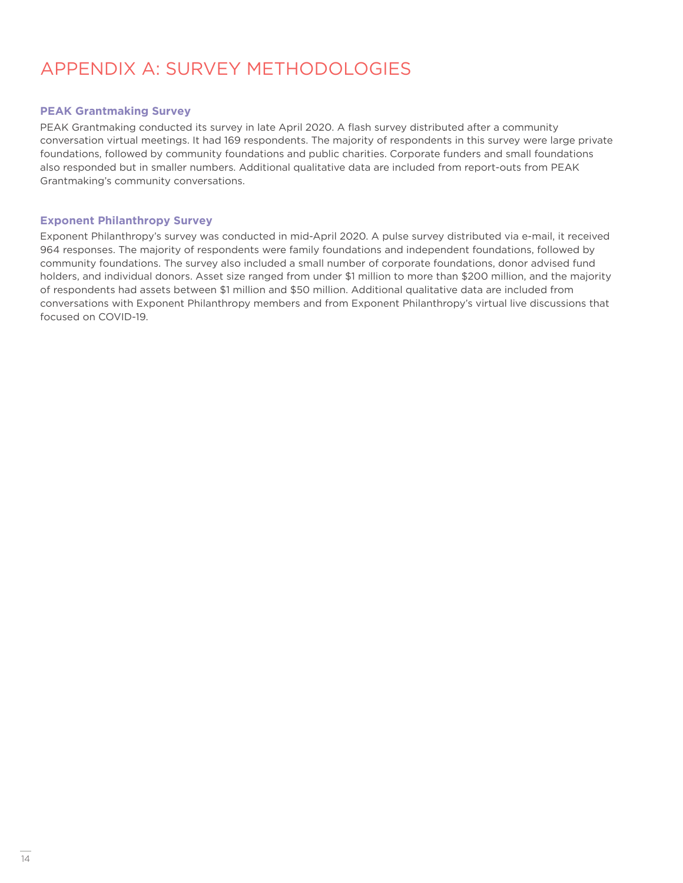# APPENDIX A: SURVEY METHODOLOGIES

### PEAK Grantmaking Survey

PEAK Grantmaking conducted its survey in late April 2020. A flash survey distributed after a community conversation virtual meetings. It had 169 respondents. The majority of respondents in this survey were large private foundations, followed by community foundations and public charities. Corporate funders and small foundations also responded but in smaller numbers. Additional qualitative data are included from report-outs from PEAK Grantmaking's community conversations.

### Exponent Philanthropy Survey

Exponent Philanthropy's survey was conducted in mid-April 2020. A pulse survey distributed via e-mail, it received 964 responses. The majority of respondents were family foundations and independent foundations, followed by community foundations. The survey also included a small number of corporate foundations, donor advised fund holders, and individual donors. Asset size ranged from under $1 million to more than $200 million, and the majority of respondents had assets between $1 million and $50 million. Additional qualitative data are included from conversations with Exponent Philanthropy members and from Exponent Philanthropy's virtual live discussions that focused on COVID-19.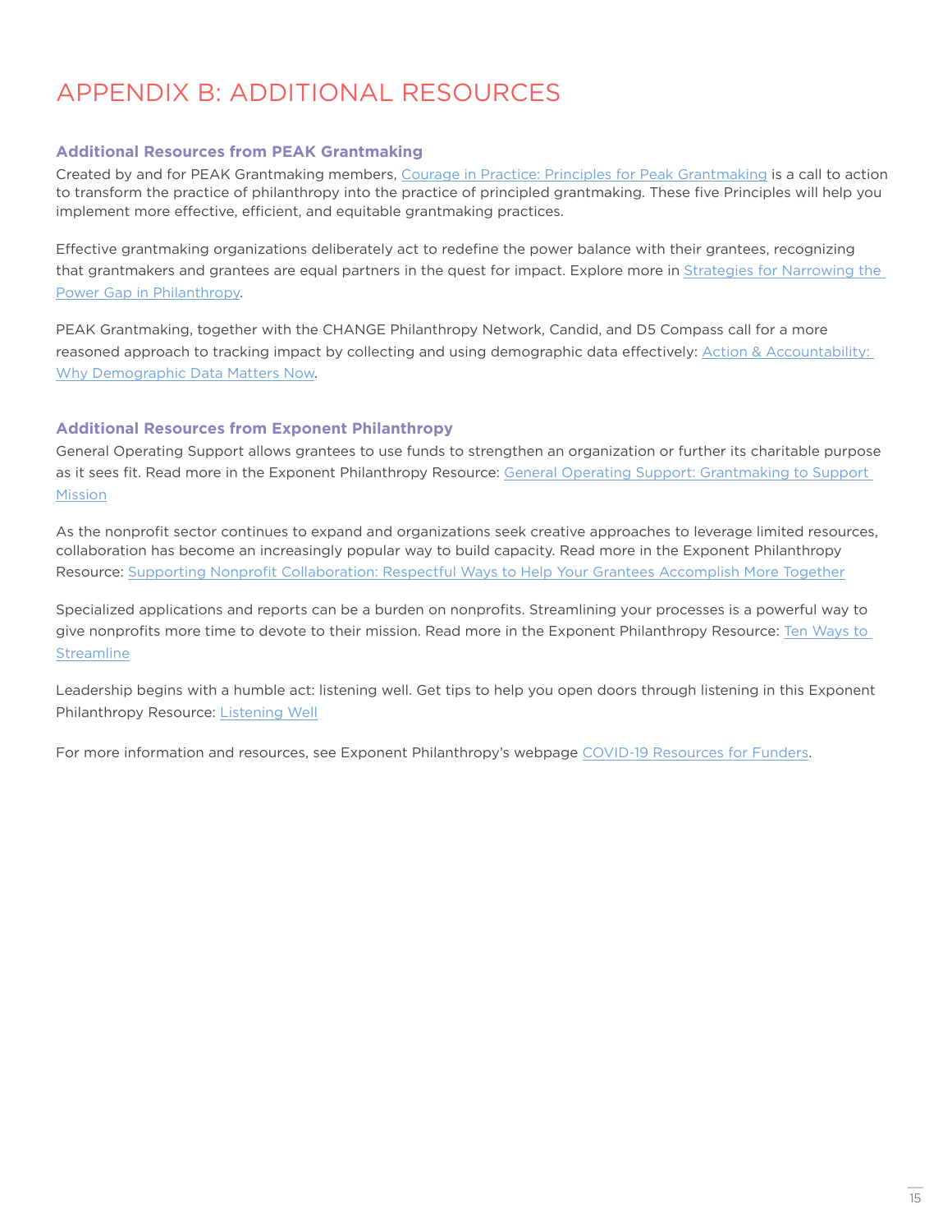# APPENDIX B: ADDITIONAL RESOURCES

### Additional Resources from PEAK Grantmaking

Created by and for PEAK Grantmaking members, Courage in Practice: Principles for Peak Grantmaking is a call to action to transform the practice of philanthropy into the practice of principled grantmaking. These five Principles will help you implement more effective, efficient, and equitable grantmaking practices.

Effective grantmaking organizations deliberately act to redefine the power balance with their grantees, recognizing that grantmakers and grantees are equal partners in the quest for impact. Explore more in Strategies for Narrowing the Power Gap in Philanthropy.

PEAK Grantmaking, together with the CHANGE Philanthropy Network, Candid, and D5 Compass call for a more reasoned approach to tracking impact by collecting and using demographic data effectively: Action & Accountability: Why Demographic Data Matters Now.

### Additional Resources from Exponent Philanthropy

General Operating Support allows grantees to use funds to strengthen an organization or further its charitable purpose as it sees fit. Read more in the Exponent Philanthropy Resource: General Operating Support: Grantmaking to Support Mission

As the nonprofit sector continues to expand and organizations seek creative approaches to leverage limited resources, collaboration has become an increasingly popular way to build capacity. Read more in the Exponent Philanthropy Resource: Supporting Nonprofit Collaboration: Respectful Ways to Help Your Grantees Accomplish More Together

Specialized applications and reports can be a burden on nonprofits. Streamlining your processes is a powerful way to give nonprofits more time to devote to their mission. Read more in the Exponent Philanthropy Resource: Ten Ways to Streamline

Leadership begins with a humble act: listening well. Get tips to help you open doors through listening in this Exponent Philanthropy Resource: Listening Well

For more information and resources, see Exponent Philanthropy's webpage COVID-19 Resources for Funders.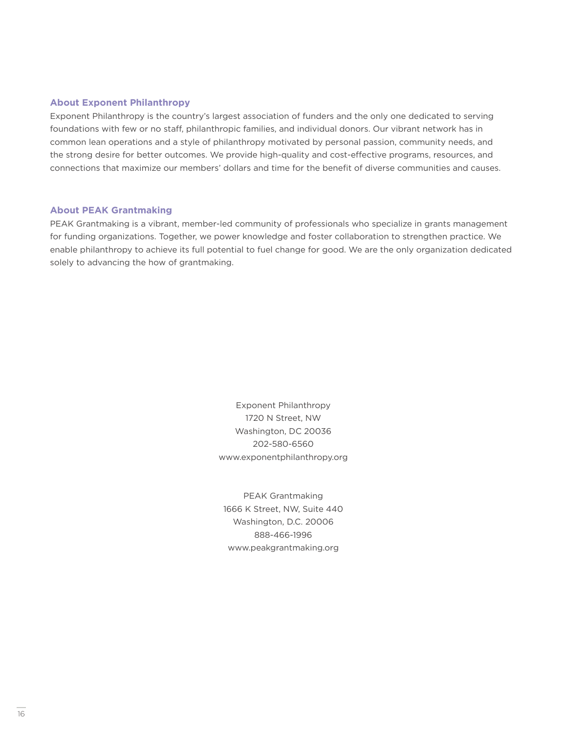### About Exponent Philanthropy

Exponent Philanthropy is the country's largest association of funders and the only one dedicated to serving foundations with few or no staff, philanthropic families, and individual donors. Our vibrant network has in common lean operations and a style of philanthropy motivated by personal passion, community needs, and the strong desire for better outcomes. We provide high-quality and cost-effective programs, resources, and connections that maximize our members' dollars and time for the benefit of diverse communities and causes.

### About PEAK Grantmaking

PEAK Grantmaking is a vibrant, member-led community of professionals who specialize in grants management for funding organizations. Together, we power knowledge and foster collaboration to strengthen practice. We enable philanthropy to achieve its full potential to fuel change for good. We are the only organization dedicated solely to advancing the how of grantmaking.

Exponent Philanthropy
1720 N Street, NW
Washington, DC 20036
202-580-6560
www.exponentphilanthropy.org

PEAK Grantmaking
1666 K Street, NW, Suite 440
Washington, D.C. 20006
888-466-1996
www.peakgrantmaking.org